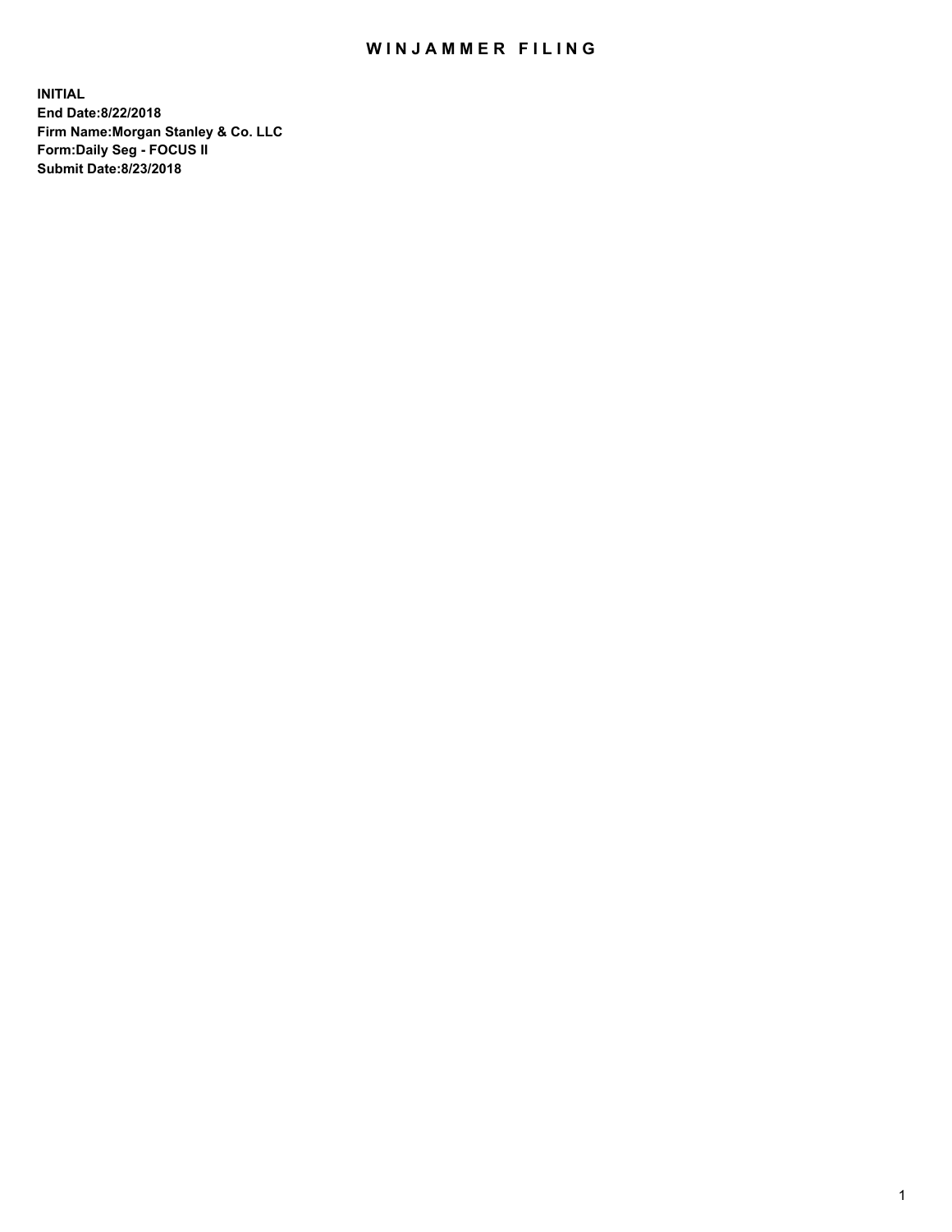# WINJAMMER FILING

**INITIAL**
**End Date:8/22/2018**
**Firm Name:Morgan Stanley & Co. LLC**
**Form:Daily Seg - FOCUS II**
**Submit Date:8/23/2018**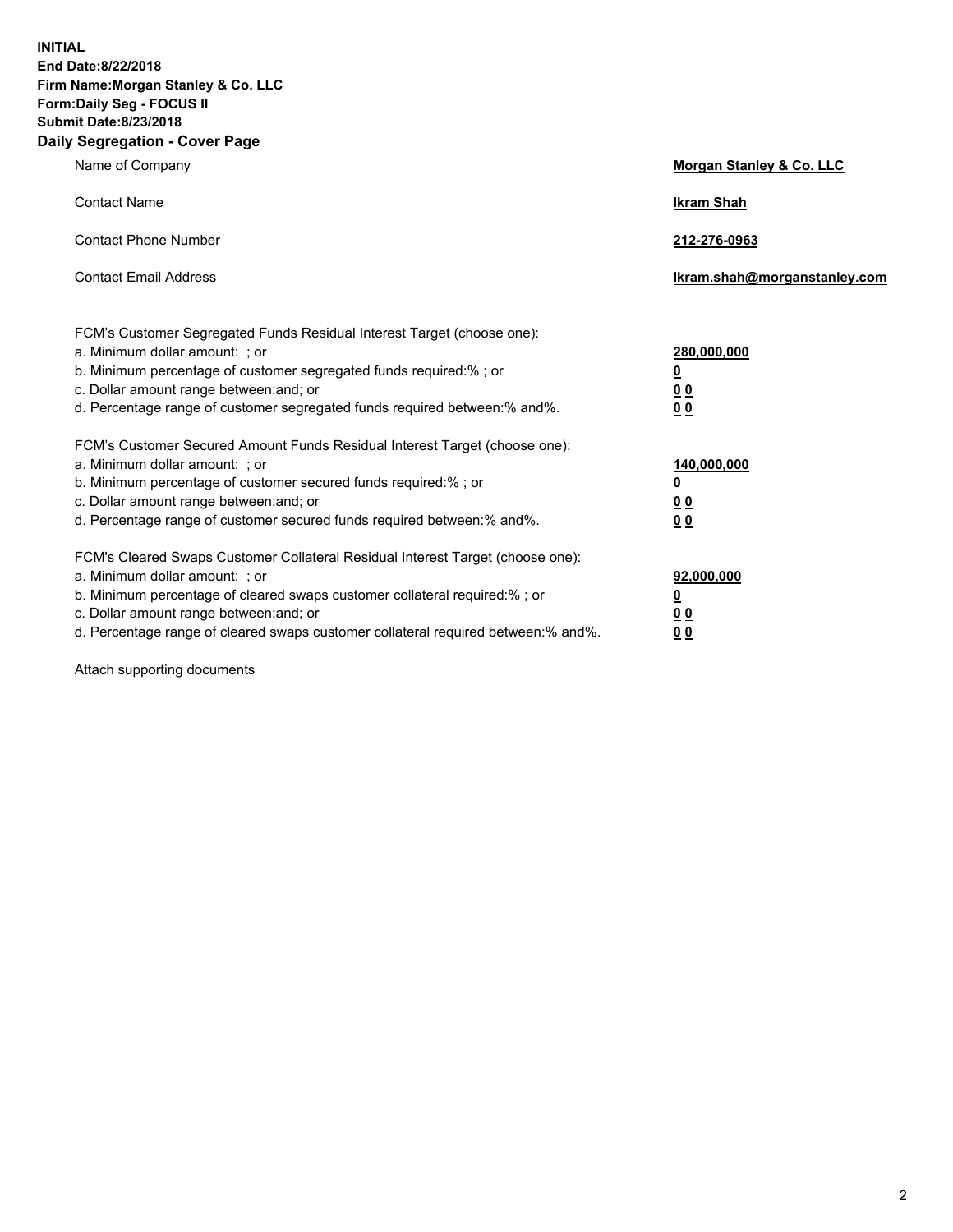**INITIAL**
**End Date:8/22/2018**
**Firm Name:Morgan Stanley & Co. LLC**
**Form:Daily Seg - FOCUS II**
**Submit Date:8/23/2018**
**Daily Segregation - Cover Page**

| | |
|---|---|
| Name of Company | **Morgan Stanley & Co. LLC** |
| Contact Name | **Ikram Shah** |
| Contact Phone Number | **212-276-0963** |
| Contact Email Address | **Ikram.shah@morganstanley.com** |

FCM's Customer Segregated Funds Residual Interest Target (choose one):

| | |
|---|---|
| a. Minimum dollar amount: ; or | **280,000,000** |
| b. Minimum percentage of customer segregated funds required:% ; or | **0** |
| c. Dollar amount range between:and; or | **0 0** |
| d. Percentage range of customer segregated funds required between:% and%. | **0 0** |

FCM's Customer Secured Amount Funds Residual Interest Target (choose one):

| | |
|---|---|
| a. Minimum dollar amount: ; or | **140,000,000** |
| b. Minimum percentage of customer secured funds required:% ; or | **0** |
| c. Dollar amount range between:and; or | **0 0** |
| d. Percentage range of customer secured funds required between:% and%. | **0 0** |

FCM's Cleared Swaps Customer Collateral Residual Interest Target (choose one):

| | |
|---|---|
| a. Minimum dollar amount: ; or | **92,000,000** |
| b. Minimum percentage of cleared swaps customer collateral required:% ; or | **0** |
| c. Dollar amount range between:and; or | **0 0** |
| d. Percentage range of cleared swaps customer collateral required between:% and%. | **0 0** |

Attach supporting documents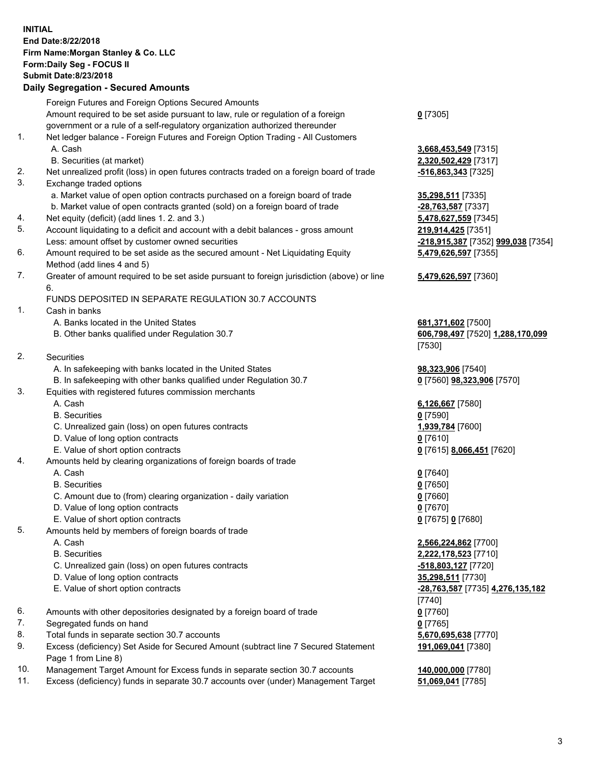**INITIAL**
**End Date:8/22/2018**
**Firm Name:Morgan Stanley & Co. LLC**
**Form:Daily Seg - FOCUS II**
**Submit Date:8/23/2018**

## Daily Segregation - Secured Amounts

| | | |
|---|---|---|
| | Foreign Futures and Foreign Options Secured Amounts | |
| | Amount required to be set aside pursuant to law, rule or regulation of a foreign government or a rule of a self-regulatory organization authorized thereunder | **0** [7305] |
| 1. | Net ledger balance - Foreign Futures and Foreign Option Trading - All Customers | |
| | A. Cash | **3,668,453,549** [7315] |
| | B. Securities (at market) | **2,320,502,429** [7317] |
| 2. | Net unrealized profit (loss) in open futures contracts traded on a foreign board of trade | **-516,863,343** [7325] |
| 3. | Exchange traded options | |
| | a. Market value of open option contracts purchased on a foreign board of trade | **35,298,511** [7335] |
| | b. Market value of open contracts granted (sold) on a foreign board of trade | **-28,763,587** [7337] |
| 4. | Net equity (deficit) (add lines 1. 2. and 3.) | **5,478,627,559** [7345] |
| 5. | Account liquidating to a deficit and account with a debit balances - gross amount | **219,914,425** [7351] |
| | Less: amount offset by customer owned securities | **-218,915,387** [7352] **999,038** [7354] |
| 6. | Amount required to be set aside as the secured amount - Net Liquidating Equity Method (add lines 4 and 5) | **5,479,626,597** [7355] |
| 7. | Greater of amount required to be set aside pursuant to foreign jurisdiction (above) or line 6. | **5,479,626,597** [7360] |
| | FUNDS DEPOSITED IN SEPARATE REGULATION 30.7 ACCOUNTS | |
| 1. | Cash in banks | |
| | A. Banks located in the United States | **681,371,602** [7500] |
| | B. Other banks qualified under Regulation 30.7 | **606,798,497** [7520] **1,288,170,099** [7530] |
| 2. | Securities | |
| | A. In safekeeping with banks located in the United States | **98,323,906** [7540] |
| | B. In safekeeping with other banks qualified under Regulation 30.7 | **0** [7560] **98,323,906** [7570] |
| 3. | Equities with registered futures commission merchants | |
| | A. Cash | **6,126,667** [7580] |
| | B. Securities | **0** [7590] |
| | C. Unrealized gain (loss) on open futures contracts | **1,939,784** [7600] |
| | D. Value of long option contracts | **0** [7610] |
| | E. Value of short option contracts | **0** [7615] **8,066,451** [7620] |
| 4. | Amounts held by clearing organizations of foreign boards of trade | |
| | A. Cash | **0** [7640] |
| | B. Securities | **0** [7650] |
| | C. Amount due to (from) clearing organization - daily variation | **0** [7660] |
| | D. Value of long option contracts | **0** [7670] |
| | E. Value of short option contracts | **0** [7675] **0** [7680] |
| 5. | Amounts held by members of foreign boards of trade | |
| | A. Cash | **2,566,224,862** [7700] |
| | B. Securities | **2,222,178,523** [7710] |
| | C. Unrealized gain (loss) on open futures contracts | **-518,803,127** [7720] |
| | D. Value of long option contracts | **35,298,511** [7730] |
| | E. Value of short option contracts | **-28,763,587** [7735] **4,276,135,182** [7740] |
| 6. | Amounts with other depositories designated by a foreign board of trade | **0** [7760] |
| 7. | Segregated funds on hand | **0** [7765] |
| 8. | Total funds in separate section 30.7 accounts | **5,670,695,638** [7770] |
| 9. | Excess (deficiency) Set Aside for Secured Amount (subtract line 7 Secured Statement Page 1 from Line 8) | **191,069,041** [7380] |
| 10. | Management Target Amount for Excess funds in separate section 30.7 accounts | **140,000,000** [7780] |
| 11. | Excess (deficiency) funds in separate 30.7 accounts over (under) Management Target | **51,069,041** [7785] |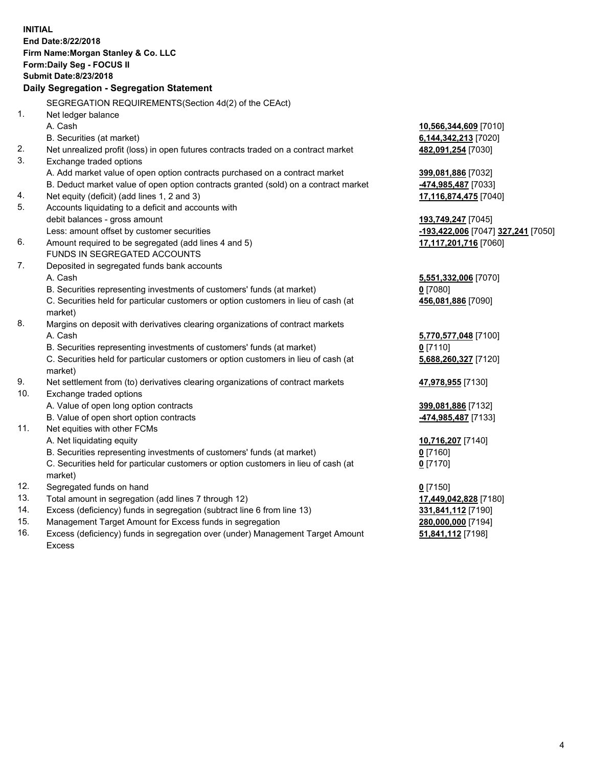**INITIAL**
**End Date:8/22/2018**
**Firm Name:Morgan Stanley & Co. LLC**
**Form:Daily Seg - FOCUS II**
**Submit Date:8/23/2018**
**Daily Segregation - Segregation Statement**

SEGREGATION REQUIREMENTS(Section 4d(2) of the CEAct)

| | | |
|---|---|---|
| 1. | Net ledger balance | |
| | A. Cash | **10,566,344,609** [7010] |
| | B. Securities (at market) | **6,144,342,213** [7020] |
| 2. | Net unrealized profit (loss) in open futures contracts traded on a contract market | **482,091,254** [7030] |
| 3. | Exchange traded options | |
| | A. Add market value of open option contracts purchased on a contract market | **399,081,886** [7032] |
| | B. Deduct market value of open option contracts granted (sold) on a contract market | **-474,985,487** [7033] |
| 4. | Net equity (deficit) (add lines 1, 2 and 3) | **17,116,874,475** [7040] |
| 5. | Accounts liquidating to a deficit and accounts with | |
| | debit balances - gross amount | **193,749,247** [7045] |
| | Less: amount offset by customer securities | **-193,422,006** [7047] **327,241** [7050] |
| 6. | Amount required to be segregated (add lines 4 and 5) | **17,117,201,716** [7060] |
| | FUNDS IN SEGREGATED ACCOUNTS | |
| 7. | Deposited in segregated funds bank accounts | |
| | A. Cash | **5,551,332,006** [7070] |
| | B. Securities representing investments of customers' funds (at market) | **0** [7080] |
| | C. Securities held for particular customers or option customers in lieu of cash (at market) | **456,081,886** [7090] |
| 8. | Margins on deposit with derivatives clearing organizations of contract markets | |
| | A. Cash | **5,770,577,048** [7100] |
| | B. Securities representing investments of customers' funds (at market) | **0** [7110] |
| | C. Securities held for particular customers or option customers in lieu of cash (at market) | **5,688,260,327** [7120] |
| 9. | Net settlement from (to) derivatives clearing organizations of contract markets | **47,978,955** [7130] |
| 10. | Exchange traded options | |
| | A. Value of open long option contracts | **399,081,886** [7132] |
| | B. Value of open short option contracts | **-474,985,487** [7133] |
| 11. | Net equities with other FCMs | |
| | A. Net liquidating equity | **10,716,207** [7140] |
| | B. Securities representing investments of customers' funds (at market) | **0** [7160] |
| | C. Securities held for particular customers or option customers in lieu of cash (at market) | **0** [7170] |
| 12. | Segregated funds on hand | **0** [7150] |
| 13. | Total amount in segregation (add lines 7 through 12) | **17,449,042,828** [7180] |
| 14. | Excess (deficiency) funds in segregation (subtract line 6 from line 13) | **331,841,112** [7190] |
| 15. | Management Target Amount for Excess funds in segregation | **280,000,000** [7194] |
| 16. | Excess (deficiency) funds in segregation over (under) Management Target Amount Excess | **51,841,112** [7198] |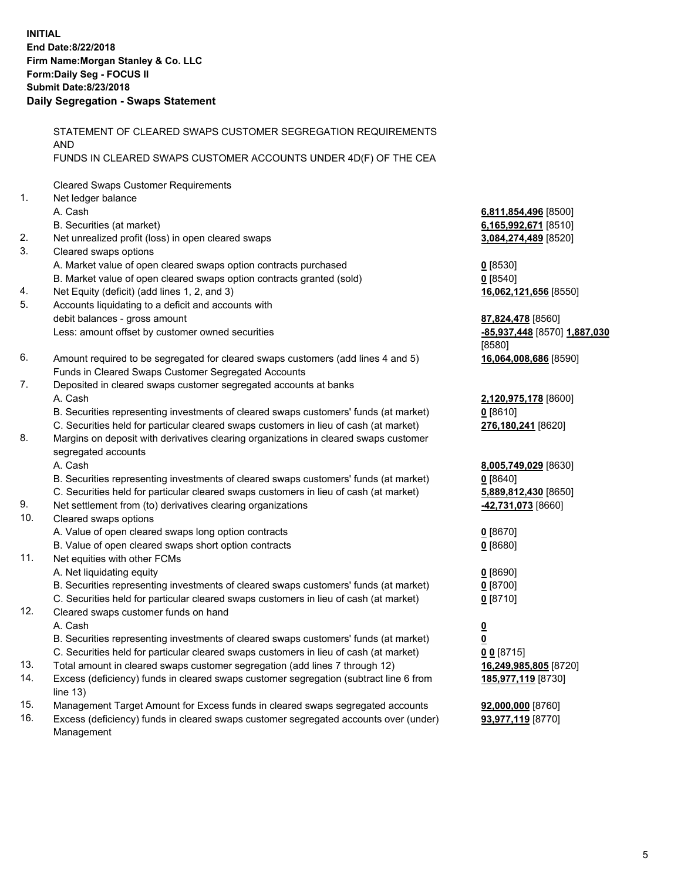**INITIAL**
**End Date:8/22/2018**
**Firm Name:Morgan Stanley & Co. LLC**
**Form:Daily Seg - FOCUS II**
**Submit Date:8/23/2018**
**Daily Segregation - Swaps Statement**

STATEMENT OF CLEARED SWAPS CUSTOMER SEGREGATION REQUIREMENTS AND FUNDS IN CLEARED SWAPS CUSTOMER ACCOUNTS UNDER 4D(F) OF THE CEA

| | | |
|---|---|---|
| | Cleared Swaps Customer Requirements | |
| 1. | Net ledger balance | |
| | A. Cash | **6,811,854,496** [8500] |
| | B. Securities (at market) | **6,165,992,671** [8510] |
| 2. | Net unrealized profit (loss) in open cleared swaps | **3,084,274,489** [8520] |
| 3. | Cleared swaps options | |
| | A. Market value of open cleared swaps option contracts purchased | **0** [8530] |
| | B. Market value of open cleared swaps option contracts granted (sold) | **0** [8540] |
| 4. | Net Equity (deficit) (add lines 1, 2, and 3) | **16,062,121,656** [8550] |
| 5. | Accounts liquidating to a deficit and accounts with debit balances - gross amount | **87,824,478** [8560] |
| | Less: amount offset by customer owned securities | **-85,937,448** [8570] **1,887,030** [8580] |
| 6. | Amount required to be segregated for cleared swaps customers (add lines 4 and 5) | **16,064,008,686** [8590] |
| | Funds in Cleared Swaps Customer Segregated Accounts | |
| 7. | Deposited in cleared swaps customer segregated accounts at banks | |
| | A. Cash | **2,120,975,178** [8600] |
| | B. Securities representing investments of cleared swaps customers' funds (at market) | **0** [8610] |
| | C. Securities held for particular cleared swaps customers in lieu of cash (at market) | **276,180,241** [8620] |
| 8. | Margins on deposit with derivatives clearing organizations in cleared swaps customer segregated accounts | |
| | A. Cash | **8,005,749,029** [8630] |
| | B. Securities representing investments of cleared swaps customers' funds (at market) | **0** [8640] |
| | C. Securities held for particular cleared swaps customers in lieu of cash (at market) | **5,889,812,430** [8650] |
| 9. | Net settlement from (to) derivatives clearing organizations | **-42,731,073** [8660] |
| 10. | Cleared swaps options | |
| | A. Value of open cleared swaps long option contracts | **0** [8670] |
| | B. Value of open cleared swaps short option contracts | **0** [8680] |
| 11. | Net equities with other FCMs | |
| | A. Net liquidating equity | **0** [8690] |
| | B. Securities representing investments of cleared swaps customers' funds (at market) | **0** [8700] |
| | C. Securities held for particular cleared swaps customers in lieu of cash (at market) | **0** [8710] |
| 12. | Cleared swaps customer funds on hand | |
| | A. Cash | **0** |
| | B. Securities representing investments of cleared swaps customers' funds (at market) | **0** |
| | C. Securities held for particular cleared swaps customers in lieu of cash (at market) | **0** **0** [8715] |
| 13. | Total amount in cleared swaps customer segregation (add lines 7 through 12) | **16,249,985,805** [8720] |
| 14. | Excess (deficiency) funds in cleared swaps customer segregation (subtract line 6 from line 13) | **185,977,119** [8730] |
| 15. | Management Target Amount for Excess funds in cleared swaps segregated accounts | **92,000,000** [8760] |
| 16. | Excess (deficiency) funds in cleared swaps customer segregated accounts over (under) Management | **93,977,119** [8770] |